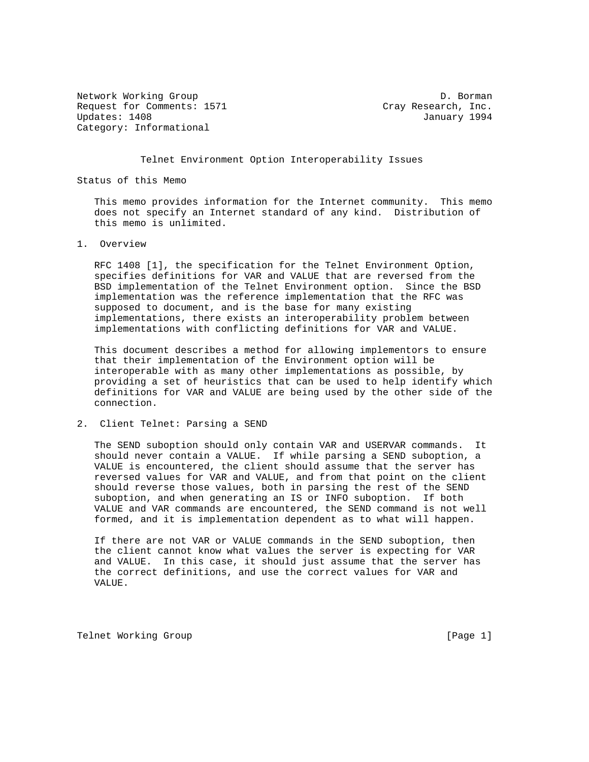Network Working Group D. Borman
Request for Comments: 1571 Cray Research, Inc.
Updates: 1408 January 1994
Category: Informational

# Telnet Environment Option Interoperability Issues

## Status of this Memo

This memo provides information for the Internet community. This memo does not specify an Internet standard of any kind. Distribution of this memo is unlimited.

## 1. Overview

RFC 1408 [1], the specification for the Telnet Environment Option, specifies definitions for VAR and VALUE that are reversed from the BSD implementation of the Telnet Environment option. Since the BSD implementation was the reference implementation that the RFC was supposed to document, and is the base for many existing implementations, there exists an interoperability problem between implementations with conflicting definitions for VAR and VALUE.

This document describes a method for allowing implementors to ensure that their implementation of the Environment option will be interoperable with as many other implementations as possible, by providing a set of heuristics that can be used to help identify which definitions for VAR and VALUE are being used by the other side of the connection.

## 2. Client Telnet: Parsing a SEND

The SEND suboption should only contain VAR and USERVAR commands. It should never contain a VALUE. If while parsing a SEND suboption, a VALUE is encountered, the client should assume that the server has reversed values for VAR and VALUE, and from that point on the client should reverse those values, both in parsing the rest of the SEND suboption, and when generating an IS or INFO suboption. If both VALUE and VAR commands are encountered, the SEND command is not well formed, and it is implementation dependent as to what will happen.

If there are not VAR or VALUE commands in the SEND suboption, then the client cannot know what values the server is expecting for VAR and VALUE. In this case, it should just assume that the server has the correct definitions, and use the correct values for VAR and VALUE.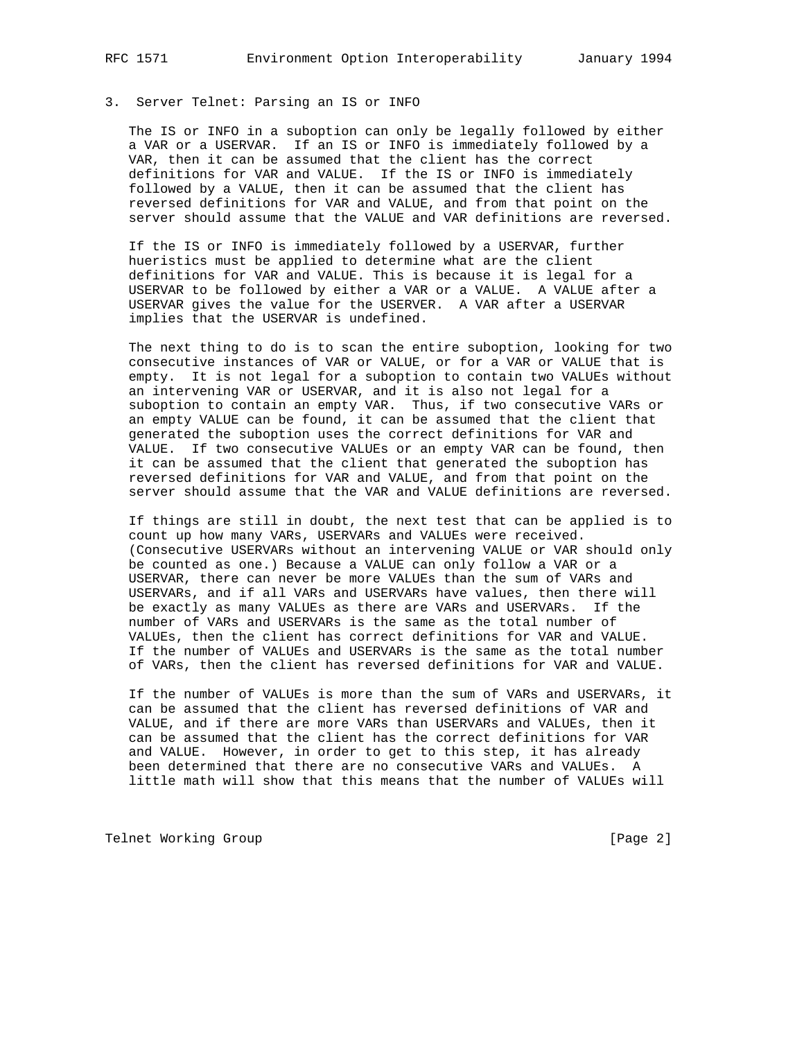## 3. Server Telnet: Parsing an IS or INFO

The IS or INFO in a suboption can only be legally followed by either a VAR or a USERVAR. If an IS or INFO is immediately followed by a VAR, then it can be assumed that the client has the correct definitions for VAR and VALUE. If the IS or INFO is immediately followed by a VALUE, then it can be assumed that the client has reversed definitions for VAR and VALUE, and from that point on the server should assume that the VALUE and VAR definitions are reversed.

If the IS or INFO is immediately followed by a USERVAR, further hueristics must be applied to determine what are the client definitions for VAR and VALUE. This is because it is legal for a USERVAR to be followed by either a VAR or a VALUE. A VALUE after a USERVAR gives the value for the USERVER. A VAR after a USERVAR implies that the USERVAR is undefined.

The next thing to do is to scan the entire suboption, looking for two consecutive instances of VAR or VALUE, or for a VAR or VALUE that is empty. It is not legal for a suboption to contain two VALUEs without an intervening VAR or USERVAR, and it is also not legal for a suboption to contain an empty VAR. Thus, if two consecutive VARs or an empty VALUE can be found, it can be assumed that the client that generated the suboption uses the correct definitions for VAR and VALUE. If two consecutive VALUEs or an empty VAR can be found, then it can be assumed that the client that generated the suboption has reversed definitions for VAR and VALUE, and from that point on the server should assume that the VAR and VALUE definitions are reversed.

If things are still in doubt, the next test that can be applied is to count up how many VARs, USERVARs and VALUEs were received. (Consecutive USERVARs without an intervening VALUE or VAR should only be counted as one.) Because a VALUE can only follow a VAR or a USERVAR, there can never be more VALUEs than the sum of VARs and USERVARs, and if all VARs and USERVARs have values, then there will be exactly as many VALUEs as there are VARs and USERVARs. If the number of VARs and USERVARs is the same as the total number of VALUEs, then the client has correct definitions for VAR and VALUE. If the number of VALUEs and USERVARs is the same as the total number of VARs, then the client has reversed definitions for VAR and VALUE.

If the number of VALUEs is more than the sum of VARs and USERVARs, it can be assumed that the client has reversed definitions of VAR and VALUE, and if there are more VARs than USERVARs and VALUEs, then it can be assumed that the client has the correct definitions for VAR and VALUE. However, in order to get to this step, it has already been determined that there are no consecutive VARs and VALUEs. A little math will show that this means that the number of VALUEs will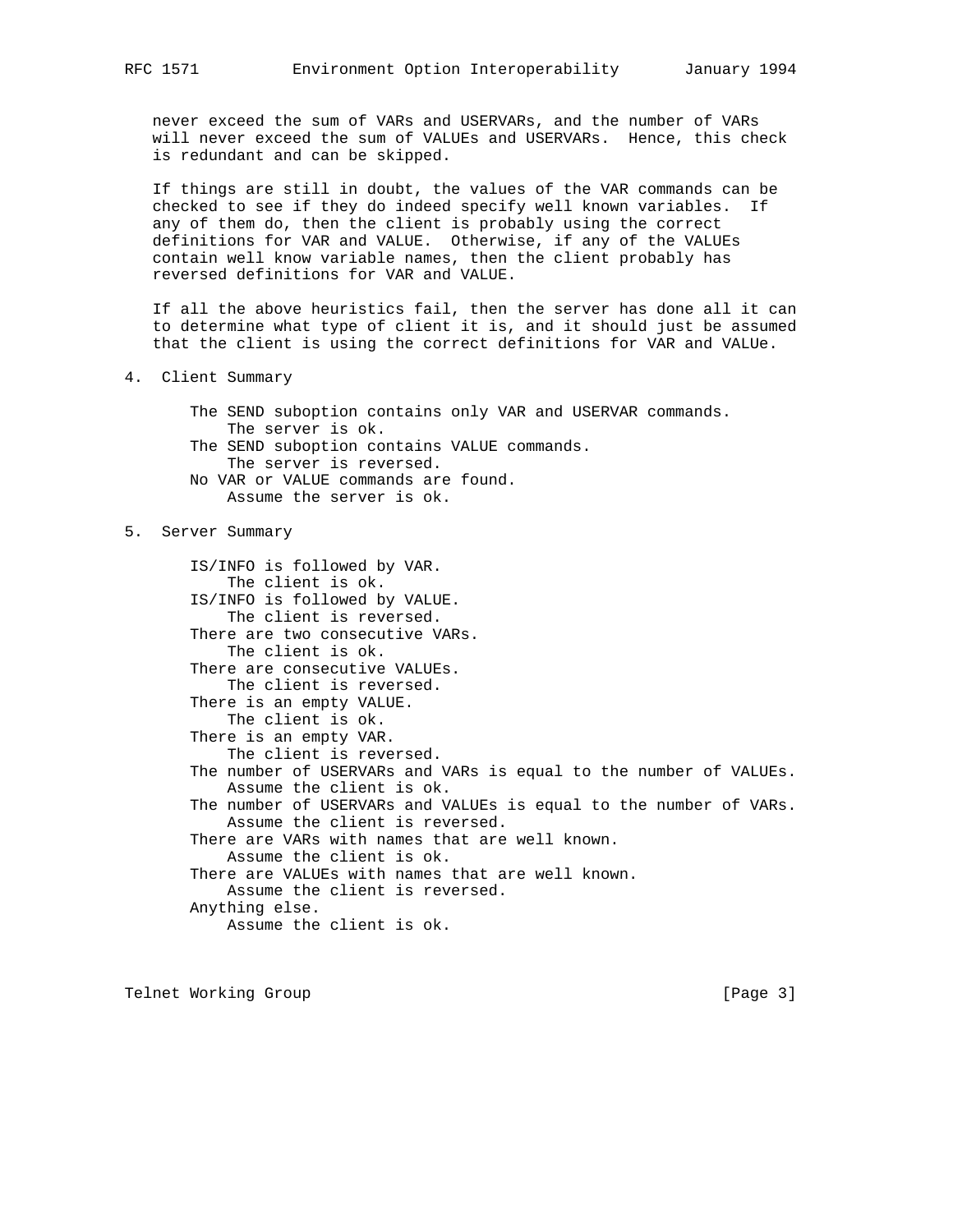never exceed the sum of VARs and USERVARs, and the number of VARs will never exceed the sum of VALUEs and USERVARs. Hence, this check is redundant and can be skipped.

If things are still in doubt, the values of the VAR commands can be checked to see if they do indeed specify well known variables. If any of them do, then the client is probably using the correct definitions for VAR and VALUE. Otherwise, if any of the VALUEs contain well know variable names, then the client probably has reversed definitions for VAR and VALUE.

If all the above heuristics fail, then the server has done all it can to determine what type of client it is, and it should just be assumed that the client is using the correct definitions for VAR and VALUe.

## 4. Client Summary

```
The SEND suboption contains only VAR and USERVAR commands.
    The server is ok.
The SEND suboption contains VALUE commands.
    The server is reversed.
No VAR or VALUE commands are found.
    Assume the server is ok.
```

## 5. Server Summary

```
IS/INFO is followed by VAR.
    The client is ok.
IS/INFO is followed by VALUE.
    The client is reversed.
There are two consecutive VARs.
    The client is ok.
There are consecutive VALUEs.
    The client is reversed.
There is an empty VALUE.
    The client is ok.
There is an empty VAR.
    The client is reversed.
The number of USERVARs and VARs is equal to the number of VALUEs.
    Assume the client is ok.
The number of USERVARs and VALUEs is equal to the number of VARs.
    Assume the client is reversed.
There are VARs with names that are well known.
    Assume the client is ok.
There are VALUEs with names that are well known.
    Assume the client is reversed.
Anything else.
    Assume the client is ok.
```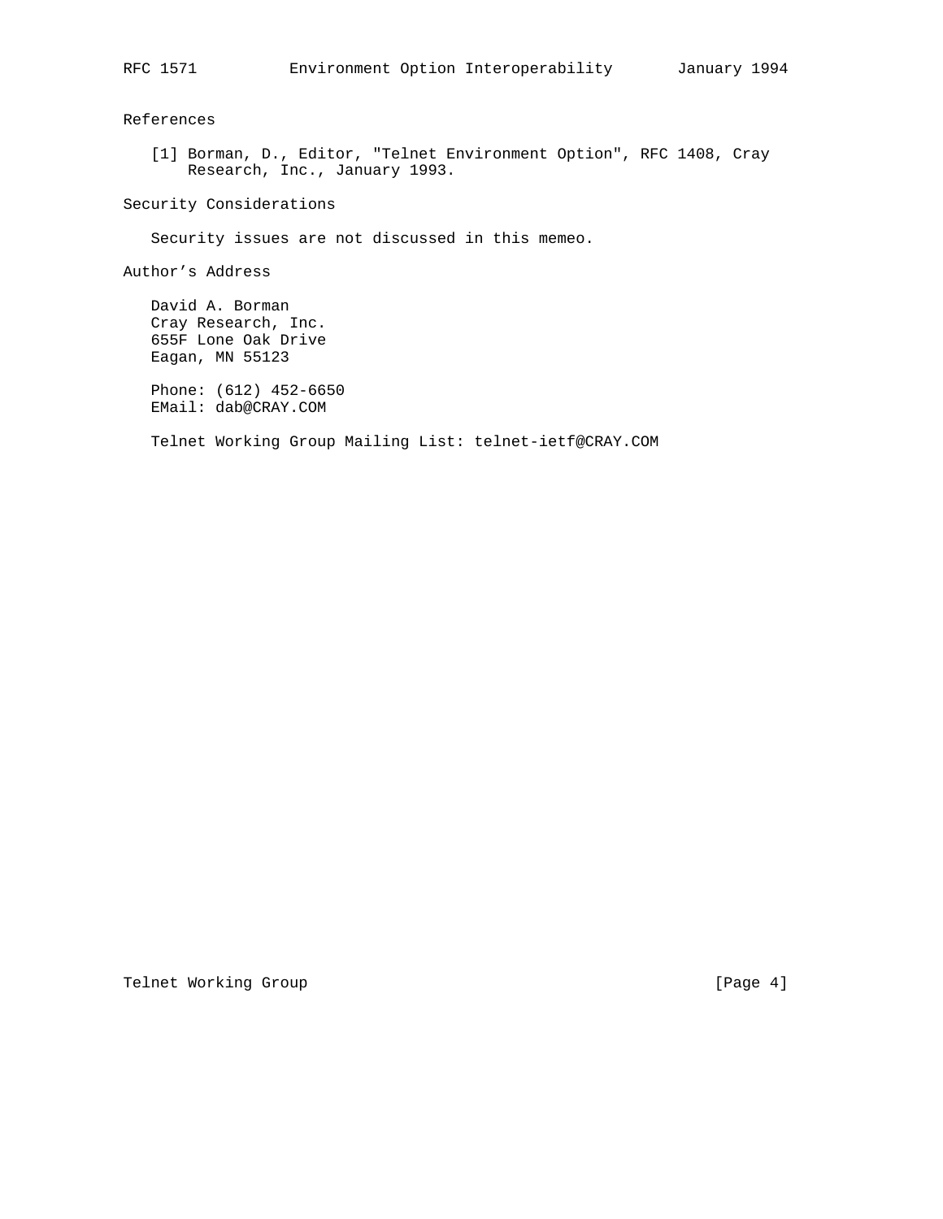## References

[1] Borman, D., Editor, "Telnet Environment Option", RFC 1408, Cray Research, Inc., January 1993.

## Security Considerations

Security issues are not discussed in this memeo.

## Author's Address

David A. Borman
Cray Research, Inc.
655F Lone Oak Drive
Eagan, MN 55123

Phone: (612) 452-6650
EMail: dab@CRAY.COM

Telnet Working Group Mailing List: telnet-ietf@CRAY.COM